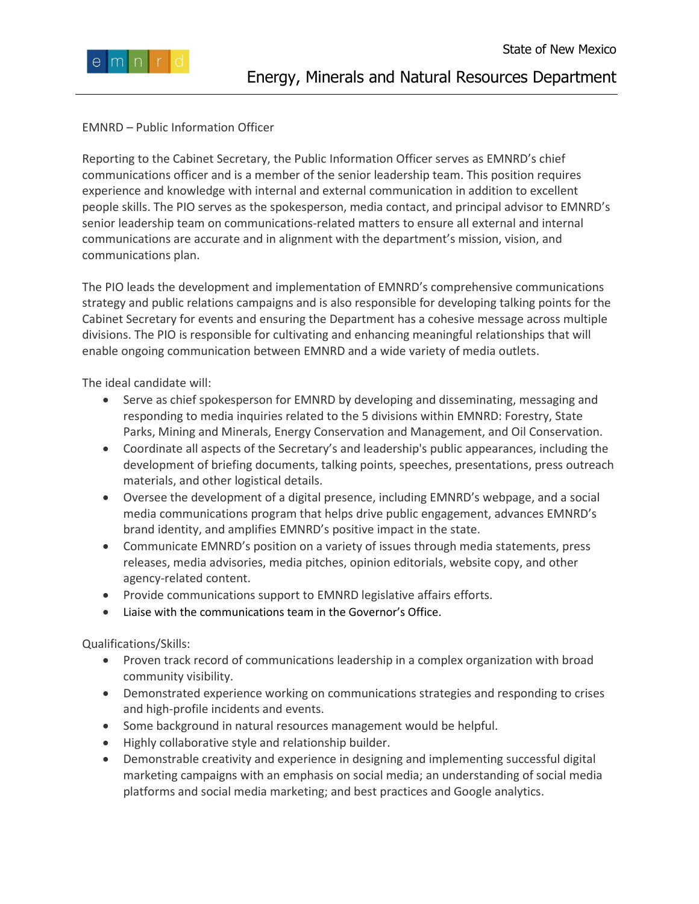State of New Mexico

# Energy, Minerals and Natural Resources Department

EMNRD – Public Information Officer

Reporting to the Cabinet Secretary, the Public Information Officer serves as EMNRD's chief communications officer and is a member of the senior leadership team. This position requires experience and knowledge with internal and external communication in addition to excellent people skills. The PIO serves as the spokesperson, media contact, and principal advisor to EMNRD's senior leadership team on communications-related matters to ensure all external and internal communications are accurate and in alignment with the department's mission, vision, and communications plan.

The PIO leads the development and implementation of EMNRD's comprehensive communications strategy and public relations campaigns and is also responsible for developing talking points for the Cabinet Secretary for events and ensuring the Department has a cohesive message across multiple divisions. The PIO is responsible for cultivating and enhancing meaningful relationships that will enable ongoing communication between EMNRD and a wide variety of media outlets.

The ideal candidate will:

- Serve as chief spokesperson for EMNRD by developing and disseminating, messaging and responding to media inquiries related to the 5 divisions within EMNRD: Forestry, State Parks, Mining and Minerals, Energy Conservation and Management, and Oil Conservation.
- Coordinate all aspects of the Secretary's and leadership's public appearances, including the development of briefing documents, talking points, speeches, presentations, press outreach materials, and other logistical details.
- Oversee the development of a digital presence, including EMNRD's webpage, and a social media communications program that helps drive public engagement, advances EMNRD's brand identity, and amplifies EMNRD's positive impact in the state.
- Communicate EMNRD's position on a variety of issues through media statements, press releases, media advisories, media pitches, opinion editorials, website copy, and other agency-related content.
- Provide communications support to EMNRD legislative affairs efforts.
- Liaise with the communications team in the Governor's Office.

Qualifications/Skills:

- Proven track record of communications leadership in a complex organization with broad community visibility.
- Demonstrated experience working on communications strategies and responding to crises and high-profile incidents and events.
- Some background in natural resources management would be helpful.
- Highly collaborative style and relationship builder.
- Demonstrable creativity and experience in designing and implementing successful digital marketing campaigns with an emphasis on social media; an understanding of social media platforms and social media marketing; and best practices and Google analytics.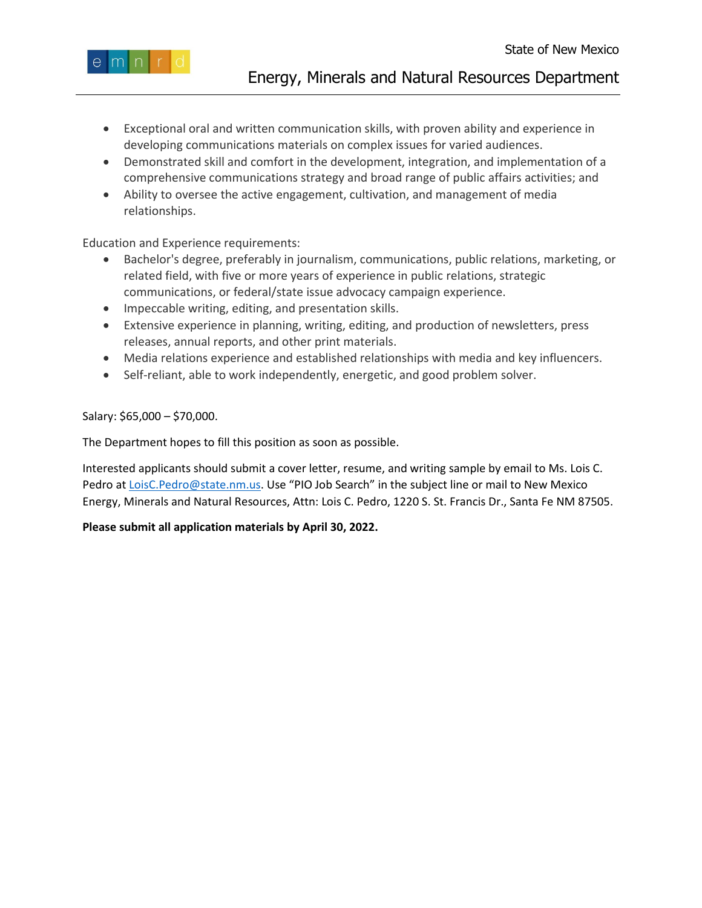- Exceptional oral and written communication skills, with proven ability and experience in developing communications materials on complex issues for varied audiences.
- Demonstrated skill and comfort in the development, integration, and implementation of a comprehensive communications strategy and broad range of public affairs activities; and
- Ability to oversee the active engagement, cultivation, and management of media relationships.

Education and Experience requirements:

- Bachelor's degree, preferably in journalism, communications, public relations, marketing, or related field, with five or more years of experience in public relations, strategic communications, or federal/state issue advocacy campaign experience.
- Impeccable writing, editing, and presentation skills.
- Extensive experience in planning, writing, editing, and production of newsletters, press releases, annual reports, and other print materials.
- Media relations experience and established relationships with media and key influencers.
- Self-reliant, able to work independently, energetic, and good problem solver.

Salary: $65,000 – $70,000.

The Department hopes to fill this position as soon as possible.

Interested applicants should submit a cover letter, resume, and writing sample by email to Ms. Lois C. Pedro at LoisC.Pedro@state.nm.us. Use "PIO Job Search" in the subject line or mail to New Mexico Energy, Minerals and Natural Resources, Attn: Lois C. Pedro, 1220 S. St. Francis Dr., Santa Fe NM 87505.

**Please submit all application materials by April 30, 2022.**